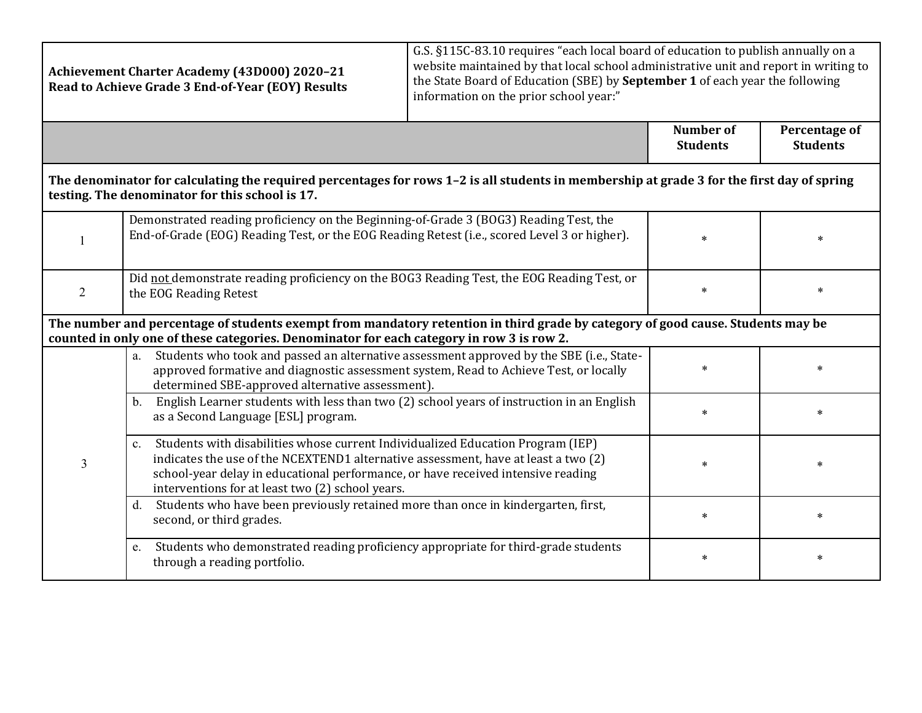| **Achievement Charter Academy (43D000) 2020–21 Read to Achieve Grade 3 End-of-Year (EOY) Results** | G.S. §115C-83.10 requires "each local board of education to publish annually on a website maintained by that local school administrative unit and report in writing to the State Board of Education (SBE) by **September 1** of each year the following information on the prior school year:" | | |
|---|---|---|---|
| | | **Number of Students** | **Percentage of Students** |
| **The denominator for calculating the required percentages for rows 1–2 is all students in membership at grade 3 for the first day of spring testing. The denominator for this school is 17.** | | | |
| 1 | Demonstrated reading proficiency on the Beginning-of-Grade 3 (BOG3) Reading Test, the End-of-Grade (EOG) Reading Test, or the EOG Reading Retest (i.e., scored Level 3 or higher). | * | * |
| 2 | Did not demonstrate reading proficiency on the BOG3 Reading Test, the EOG Reading Test, or the EOG Reading Retest | * | * |
| **The number and percentage of students exempt from mandatory retention in third grade by category of good cause. Students may be counted in only one of these categories. Denominator for each category in row 3 is row 2.** | | | |
| 3 | a. Students who took and passed an alternative assessment approved by the SBE (i.e., State-approved formative and diagnostic assessment system, Read to Achieve Test, or locally determined SBE-approved alternative assessment). | * | * |
| | b. English Learner students with less than two (2) school years of instruction in an English as a Second Language [ESL] program. | * | * |
| | c. Students with disabilities whose current Individualized Education Program (IEP) indicates the use of the NCEXTEND1 alternative assessment, have at least a two (2) school-year delay in educational performance, or have received intensive reading interventions for at least two (2) school years. | * | * |
| | d. Students who have been previously retained more than once in kindergarten, first, second, or third grades. | * | * |
| | e. Students who demonstrated reading proficiency appropriate for third-grade students through a reading portfolio. | * | * |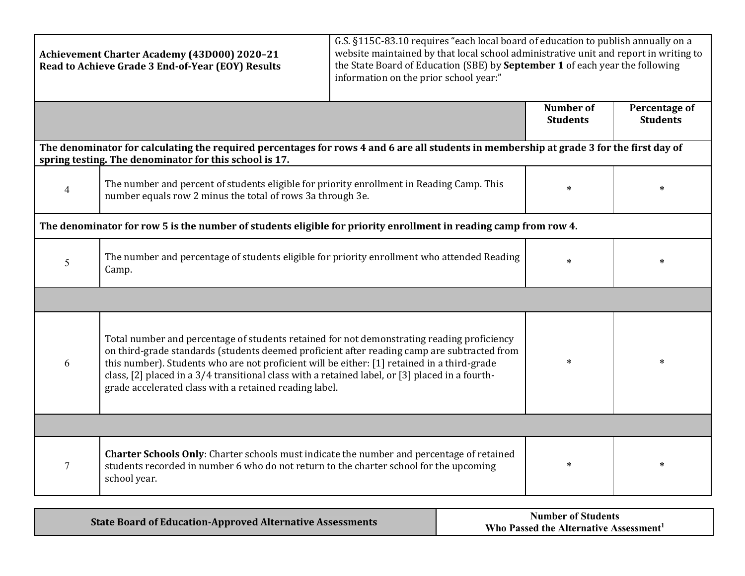| **Achievement Charter Academy (43D000) 2020–21 Read to Achieve Grade 3 End-of-Year (EOY) Results** | G.S. §115C-83.10 requires "each local board of education to publish annually on a website maintained by that local school administrative unit and report in writing to the State Board of Education (SBE) by **September 1** of each year the following information on the prior school year:" | | |
|---|---|---|---|
| | | **Number of Students** | **Percentage of Students** |
| **The denominator for calculating the required percentages for rows 4 and 6 are all students in membership at grade 3 for the first day of spring testing. The denominator for this school is 17.** | | | |
| 4 | The number and percent of students eligible for priority enrollment in Reading Camp. This number equals row 2 minus the total of rows 3a through 3e. | * | * |
| **The denominator for row 5 is the number of students eligible for priority enrollment in reading camp from row 4.** | | | |
| 5 | The number and percentage of students eligible for priority enrollment who attended Reading Camp. | * | * |
| | | | |
| 6 | Total number and percentage of students retained for not demonstrating reading proficiency on third-grade standards (students deemed proficient after reading camp are subtracted from this number). Students who are not proficient will be either: [1] retained in a third-grade class, [2] placed in a 3/4 transitional class with a retained label, or [3] placed in a fourth-grade accelerated class with a retained reading label. | * | * |
| | | | |
| 7 | **Charter Schools Only**: Charter schools must indicate the number and percentage of retained students recorded in number 6 who do not return to the charter school for the upcoming school year. | * | * |

| **State Board of Education-Approved Alternative Assessments** | **Number of Students Who Passed the Alternative Assessment[1]** |
|---|---|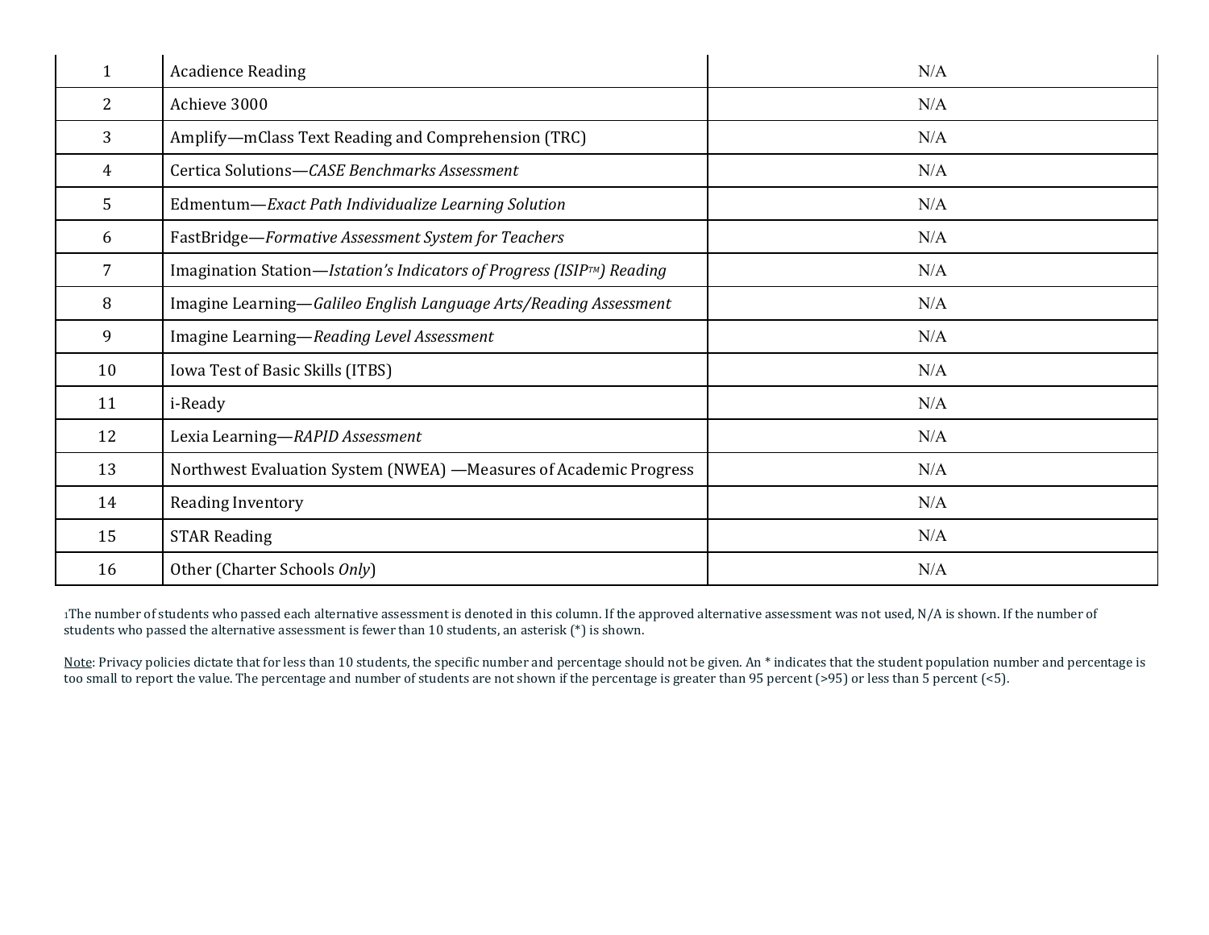| | | |
|---|---|---|
| 1 | Acadience Reading | N/A |
| 2 | Achieve 3000 | N/A |
| 3 | Amplify—mClass Text Reading and Comprehension (TRC) | N/A |
| 4 | Certica Solutions—*CASE Benchmarks Assessment* | N/A |
| 5 | Edmentum—*Exact Path Individualize Learning Solution* | N/A |
| 6 | FastBridge—*Formative Assessment System for Teachers* | N/A |
| 7 | Imagination Station—*Istation's Indicators of Progress (ISIP™) Reading* | N/A |
| 8 | Imagine Learning—*Galileo English Language Arts/Reading Assessment* | N/A |
| 9 | Imagine Learning—*Reading Level Assessment* | N/A |
| 10 | Iowa Test of Basic Skills (ITBS) | N/A |
| 11 | i-Ready | N/A |
| 12 | Lexia Learning—*RAPID Assessment* | N/A |
| 13 | Northwest Evaluation System (NWEA) —Measures of Academic Progress | N/A |
| 14 | Reading Inventory | N/A |
| 15 | STAR Reading | N/A |
| 16 | Other (Charter Schools *Only*) | N/A |

[1]The number of students who passed each alternative assessment is denoted in this column. If the approved alternative assessment was not used, N/A is shown. If the number of students who passed the alternative assessment is fewer than 10 students, an asterisk (*) is shown.

Note: Privacy policies dictate that for less than 10 students, the specific number and percentage should not be given. An * indicates that the student population number and percentage is too small to report the value. The percentage and number of students are not shown if the percentage is greater than 95 percent (>95) or less than 5 percent (<5).